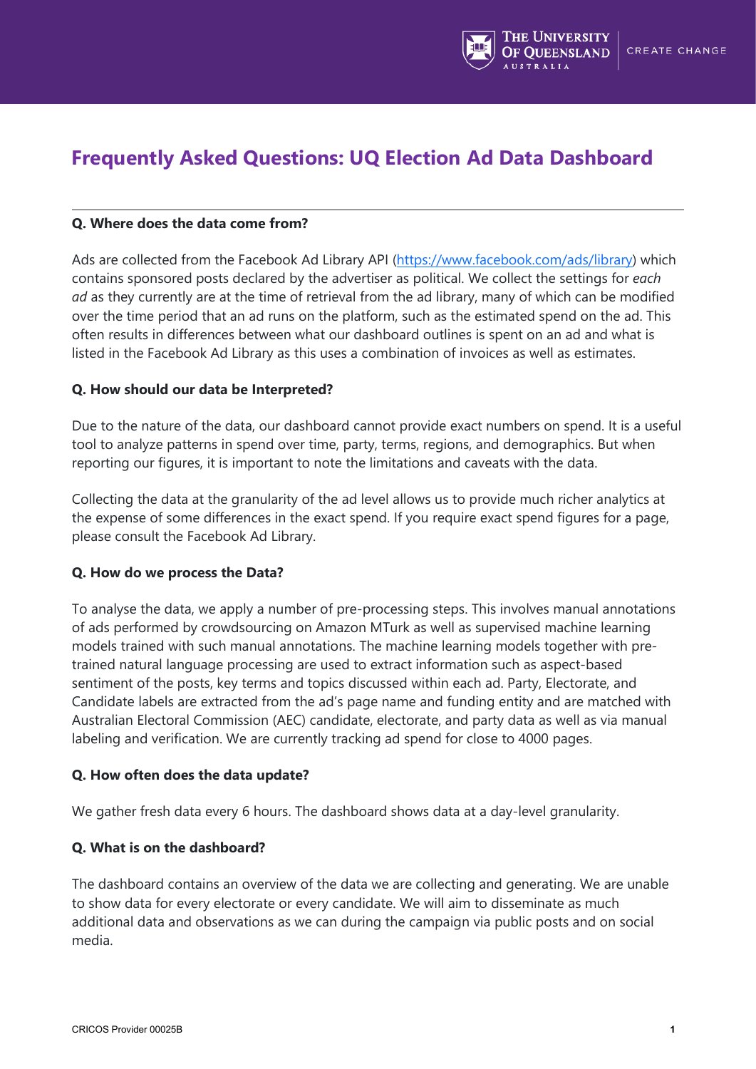# Frequently Asked Questions: UQ Election Ad Data Dashboard

---

**Q. Where does the data come from?**

Ads are collected from the Facebook Ad Library API ([https://www.facebook.com/ads/library](https://www.facebook.com/ads/library)) which contains sponsored posts declared by the advertiser as political. We collect the settings for *each ad* as they currently are at the time of retrieval from the ad library, many of which can be modified over the time period that an ad runs on the platform, such as the estimated spend on the ad. This often results in differences between what our dashboard outlines is spent on an ad and what is listed in the Facebook Ad Library as this uses a combination of invoices as well as estimates.

**Q. How should our data be Interpreted?**

Due to the nature of the data, our dashboard cannot provide exact numbers on spend. It is a useful tool to analyze patterns in spend over time, party, terms, regions, and demographics. But when reporting our figures, it is important to note the limitations and caveats with the data.

Collecting the data at the granularity of the ad level allows us to provide much richer analytics at the expense of some differences in the exact spend. If you require exact spend figures for a page, please consult the Facebook Ad Library.

**Q. How do we process the Data?**

To analyse the data, we apply a number of pre-processing steps. This involves manual annotations of ads performed by crowdsourcing on Amazon MTurk as well as supervised machine learning models trained with such manual annotations. The machine learning models together with pre-trained natural language processing are used to extract information such as aspect-based sentiment of the posts, key terms and topics discussed within each ad. Party, Electorate, and Candidate labels are extracted from the ad's page name and funding entity and are matched with Australian Electoral Commission (AEC) candidate, electorate, and party data as well as via manual labeling and verification. We are currently tracking ad spend for close to 4000 pages.

**Q. How often does the data update?**

We gather fresh data every 6 hours. The dashboard shows data at a day-level granularity.

**Q. What is on the dashboard?**

The dashboard contains an overview of the data we are collecting and generating. We are unable to show data for every electorate or every candidate. We will aim to disseminate as much additional data and observations as we can during the campaign via public posts and on social media.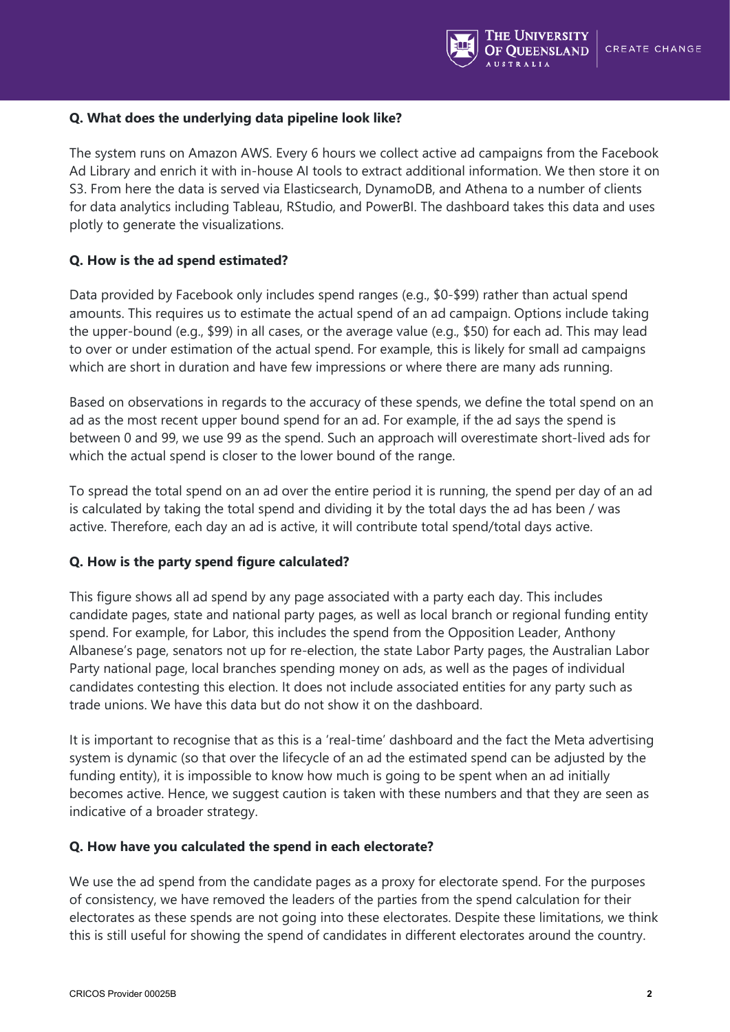**Q. What does the underlying data pipeline look like?**

The system runs on Amazon AWS. Every 6 hours we collect active ad campaigns from the Facebook Ad Library and enrich it with in-house AI tools to extract additional information. We then store it on S3. From here the data is served via Elasticsearch, DynamoDB, and Athena to a number of clients for data analytics including Tableau, RStudio, and PowerBI. The dashboard takes this data and uses plotly to generate the visualizations.

**Q. How is the ad spend estimated?**

Data provided by Facebook only includes spend ranges (e.g., $0-$99) rather than actual spend amounts. This requires us to estimate the actual spend of an ad campaign. Options include taking the upper-bound (e.g., $99) in all cases, or the average value (e.g., $50) for each ad. This may lead to over or under estimation of the actual spend. For example, this is likely for small ad campaigns which are short in duration and have few impressions or where there are many ads running.

Based on observations in regards to the accuracy of these spends, we define the total spend on an ad as the most recent upper bound spend for an ad. For example, if the ad says the spend is between 0 and 99, we use 99 as the spend. Such an approach will overestimate short-lived ads for which the actual spend is closer to the lower bound of the range.

To spread the total spend on an ad over the entire period it is running, the spend per day of an ad is calculated by taking the total spend and dividing it by the total days the ad has been / was active. Therefore, each day an ad is active, it will contribute total spend/total days active.

**Q. How is the party spend figure calculated?**

This figure shows all ad spend by any page associated with a party each day. This includes candidate pages, state and national party pages, as well as local branch or regional funding entity spend. For example, for Labor, this includes the spend from the Opposition Leader, Anthony Albanese's page, senators not up for re-election, the state Labor Party pages, the Australian Labor Party national page, local branches spending money on ads, as well as the pages of individual candidates contesting this election. It does not include associated entities for any party such as trade unions. We have this data but do not show it on the dashboard.

It is important to recognise that as this is a 'real-time' dashboard and the fact the Meta advertising system is dynamic (so that over the lifecycle of an ad the estimated spend can be adjusted by the funding entity), it is impossible to know how much is going to be spent when an ad initially becomes active. Hence, we suggest caution is taken with these numbers and that they are seen as indicative of a broader strategy.

**Q. How have you calculated the spend in each electorate?**

We use the ad spend from the candidate pages as a proxy for electorate spend. For the purposes of consistency, we have removed the leaders of the parties from the spend calculation for their electorates as these spends are not going into these electorates. Despite these limitations, we think this is still useful for showing the spend of candidates in different electorates around the country.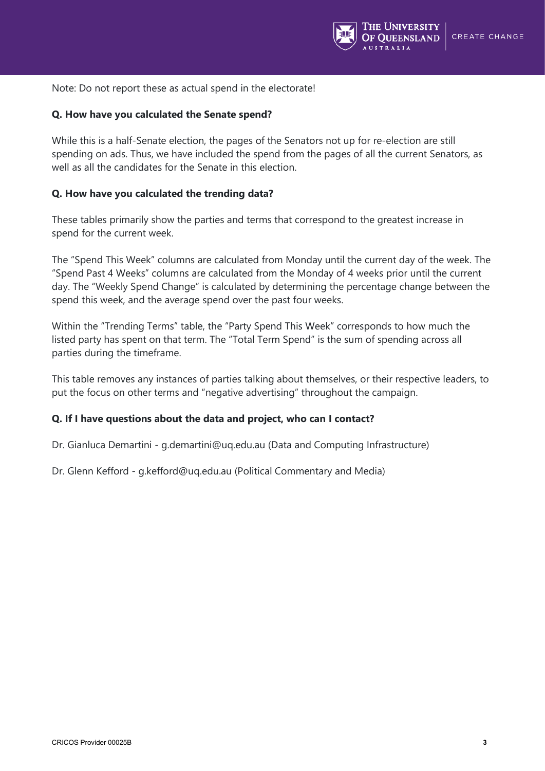Note: Do not report these as actual spend in the electorate!

**Q. How have you calculated the Senate spend?**

While this is a half-Senate election, the pages of the Senators not up for re-election are still spending on ads. Thus, we have included the spend from the pages of all the current Senators, as well as all the candidates for the Senate in this election.

**Q. How have you calculated the trending data?**

These tables primarily show the parties and terms that correspond to the greatest increase in spend for the current week.

The "Spend This Week" columns are calculated from Monday until the current day of the week. The "Spend Past 4 Weeks" columns are calculated from the Monday of 4 weeks prior until the current day. The "Weekly Spend Change" is calculated by determining the percentage change between the spend this week, and the average spend over the past four weeks.

Within the "Trending Terms" table, the "Party Spend This Week" corresponds to how much the listed party has spent on that term. The "Total Term Spend" is the sum of spending across all parties during the timeframe.

This table removes any instances of parties talking about themselves, or their respective leaders, to put the focus on other terms and "negative advertising" throughout the campaign.

**Q. If I have questions about the data and project, who can I contact?**

Dr. Gianluca Demartini - g.demartini@uq.edu.au (Data and Computing Infrastructure)

Dr. Glenn Kefford - g.kefford@uq.edu.au (Political Commentary and Media)